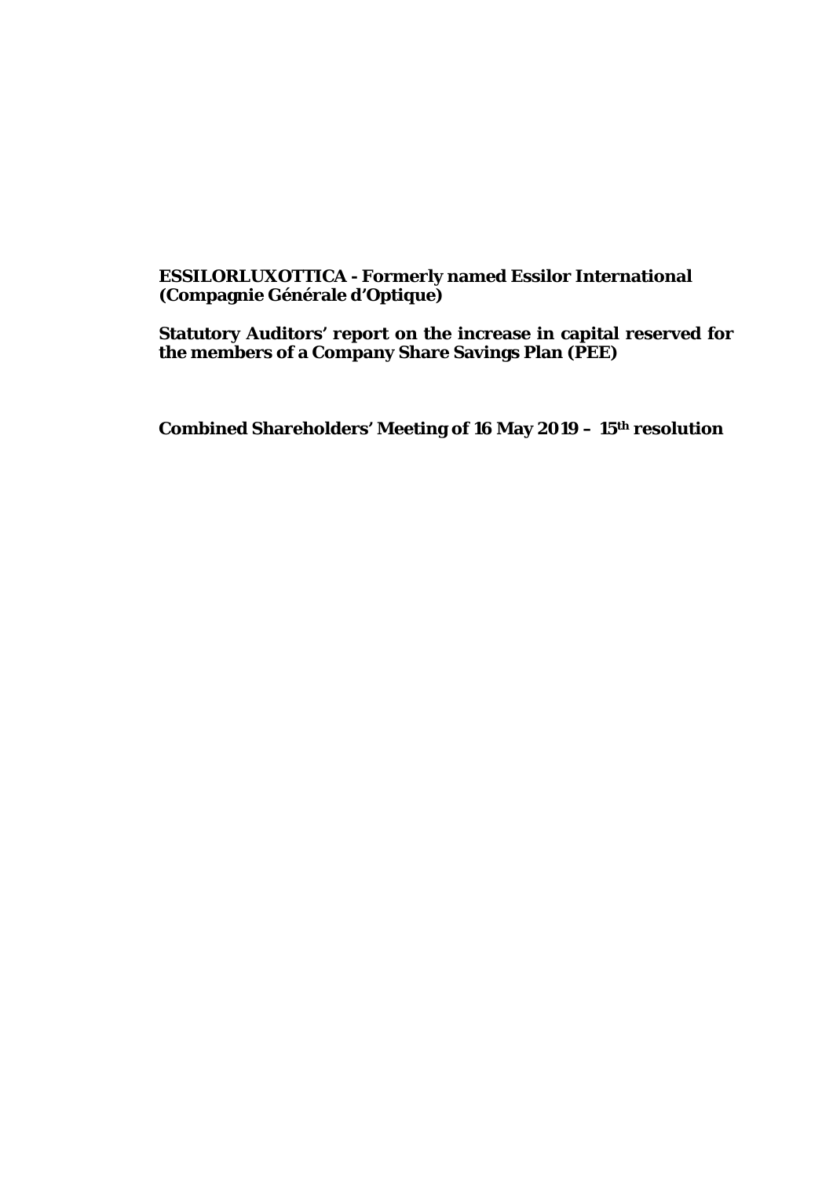**ESSILORLUXOTTICA - Formerly named Essilor International (Compagnie Générale d'Optique)**

**Statutory Auditors' report on the increase in capital reserved for the members of a Company Share Savings Plan (PEE)**

**Combined Shareholders' Meeting of 16 May 2019 – 15th resolution**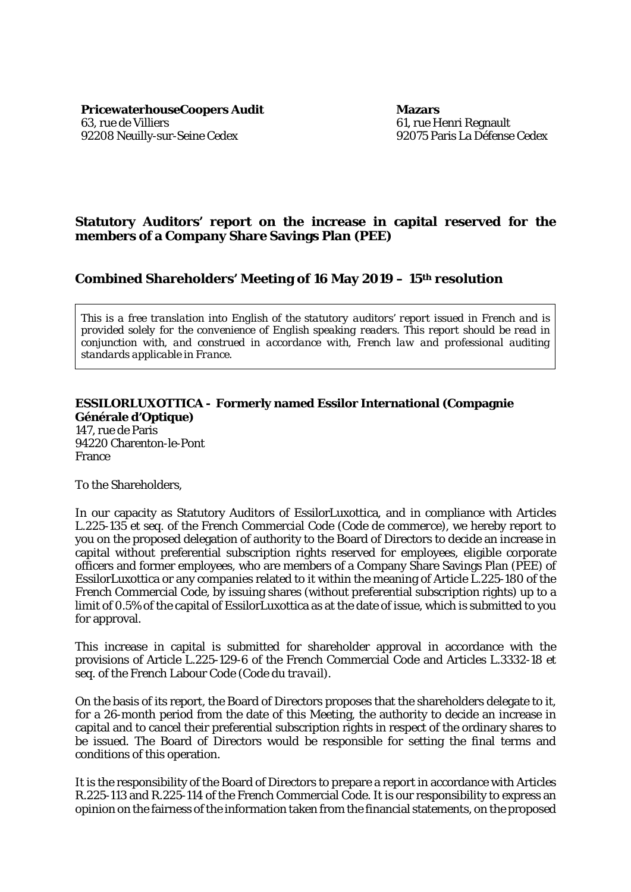**PricewaterhouseCoopers Audit**
63, rue de Villiers
92208 Neuilly-sur-Seine Cedex

**Mazars**
61, rue Henri Regnault
92075 Paris La Défense Cedex

## Statutory Auditors' report on the increase in capital reserved for the members of a Company Share Savings Plan (PEE)

## Combined Shareholders' Meeting of 16 May 2019 – 15th resolution

> *This is a free translation into English of the statutory auditors' report issued in French and is provided solely for the convenience of English speaking readers. This report should be read in conjunction with, and construed in accordance with, French law and professional auditing standards applicable in France.*

**ESSILORLUXOTTICA - Formerly named Essilor International (Compagnie Générale d'Optique)**
147, rue de Paris
94220 Charenton-le-Pont
France

To the Shareholders,

In our capacity as Statutory Auditors of EssilorLuxottica, and in compliance with Articles L.225-135 et seq. of the French Commercial Code (*Code de commerce*), we hereby report to you on the proposed delegation of authority to the Board of Directors to decide an increase in capital without preferential subscription rights reserved for employees, eligible corporate officers and former employees, who are members of a Company Share Savings Plan (PEE) of EssilorLuxottica or any companies related to it within the meaning of Article L.225-180 of the French Commercial Code, by issuing shares (without preferential subscription rights) up to a limit of 0.5% of the capital of EssilorLuxottica as at the date of issue, which is submitted to you for approval.

This increase in capital is submitted for shareholder approval in accordance with the provisions of Article L.225-129-6 of the French Commercial Code and Articles L.3332-18 et seq. of the French Labour Code (*Code du travail*).

On the basis of its report, the Board of Directors proposes that the shareholders delegate to it, for a 26-month period from the date of this Meeting, the authority to decide an increase in capital and to cancel their preferential subscription rights in respect of the ordinary shares to be issued. The Board of Directors would be responsible for setting the final terms and conditions of this operation.

It is the responsibility of the Board of Directors to prepare a report in accordance with Articles R.225-113 and R.225-114 of the French Commercial Code. It is our responsibility to express an opinion on the fairness of the information taken from the financial statements, on the proposed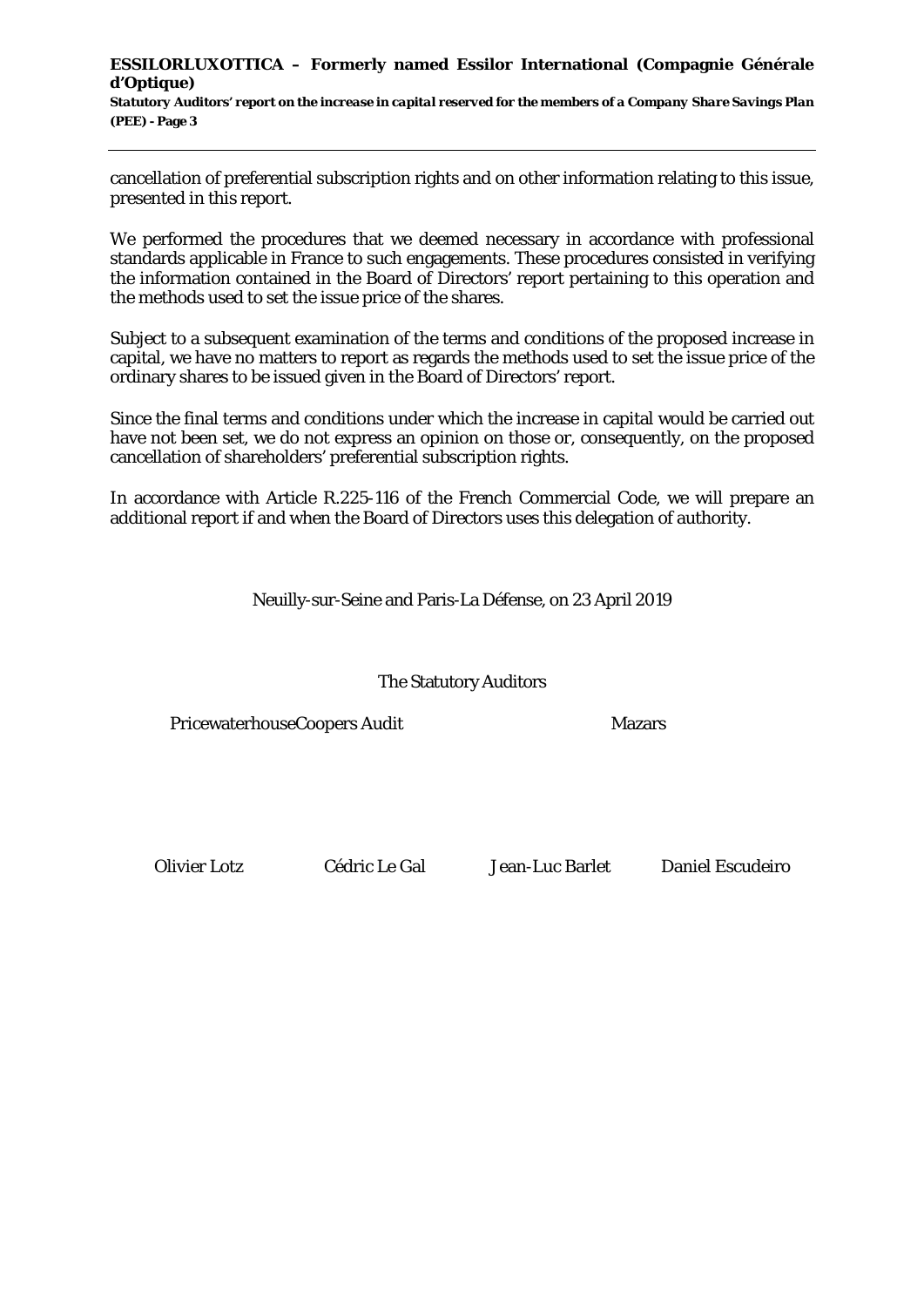cancellation of preferential subscription rights and on other information relating to this issue, presented in this report.

We performed the procedures that we deemed necessary in accordance with professional standards applicable in France to such engagements. These procedures consisted in verifying the information contained in the Board of Directors' report pertaining to this operation and the methods used to set the issue price of the shares.

Subject to a subsequent examination of the terms and conditions of the proposed increase in capital, we have no matters to report as regards the methods used to set the issue price of the ordinary shares to be issued given in the Board of Directors' report.

Since the final terms and conditions under which the increase in capital would be carried out have not been set, we do not express an opinion on those or, consequently, on the proposed cancellation of shareholders' preferential subscription rights.

In accordance with Article R.225-116 of the French Commercial Code, we will prepare an additional report if and when the Board of Directors uses this delegation of authority.

Neuilly-sur-Seine and Paris-La Défense, on 23 April 2019

The Statutory Auditors

PricewaterhouseCoopers Audit

Mazars

Olivier Lotz    Cédric Le Gal    Jean-Luc Barlet    Daniel Escudeiro